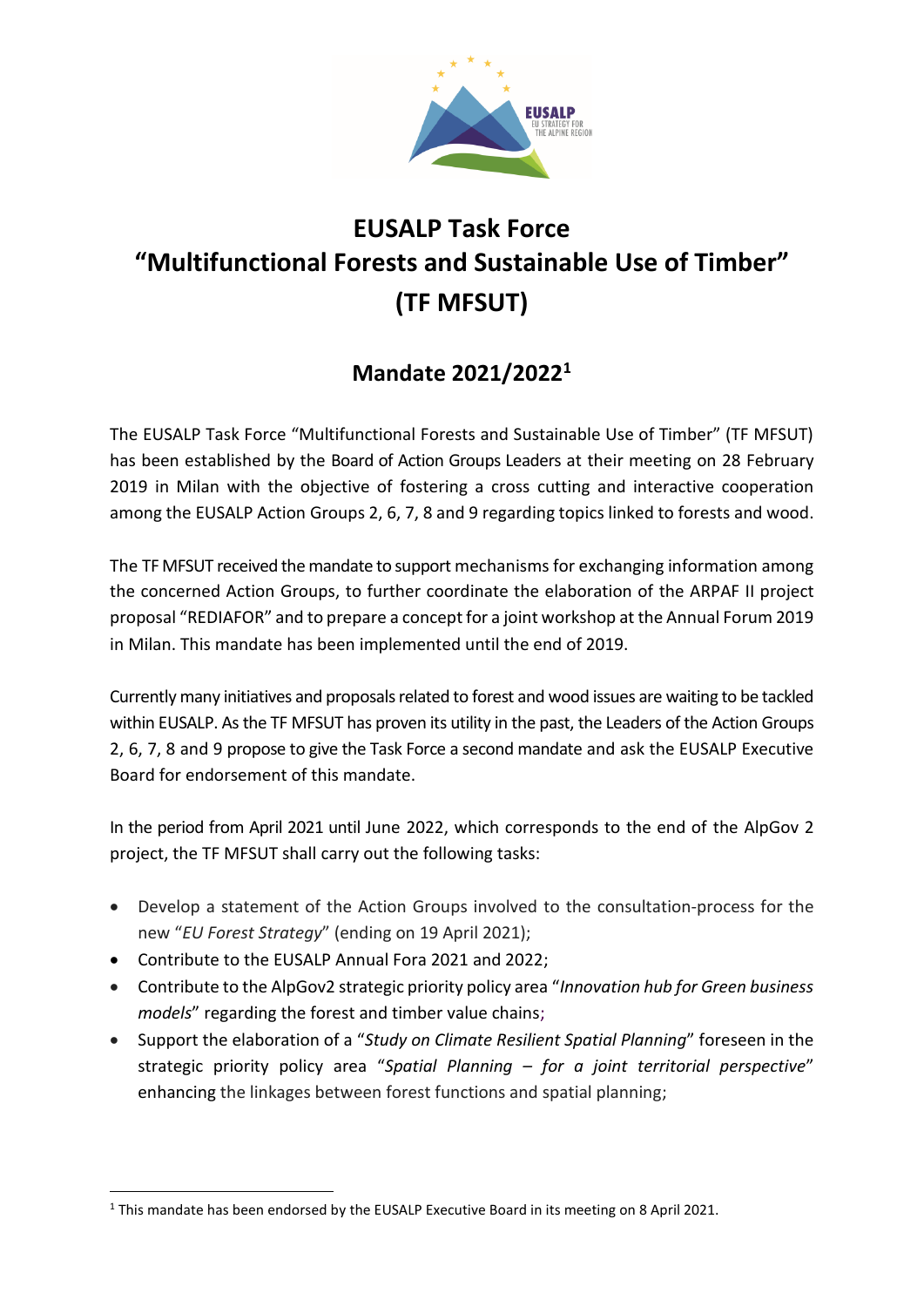# EUSALP Task Force "Multifunctional Forests and Sustainable Use of Timber" (TF MFSUT)

## Mandate 2021/2022[1]

The EUSALP Task Force "Multifunctional Forests and Sustainable Use of Timber" (TF MFSUT) has been established by the Board of Action Groups Leaders at their meeting on 28 February 2019 in Milan with the objective of fostering a cross cutting and interactive cooperation among the EUSALP Action Groups 2, 6, 7, 8 and 9 regarding topics linked to forests and wood.

The TF MFSUT received the mandate to support mechanisms for exchanging information among the concerned Action Groups, to further coordinate the elaboration of the ARPAF II project proposal "REDIAFOR" and to prepare a concept for a joint workshop at the Annual Forum 2019 in Milan. This mandate has been implemented until the end of 2019.

Currently many initiatives and proposals related to forest and wood issues are waiting to be tackled within EUSALP. As the TF MFSUT has proven its utility in the past, the Leaders of the Action Groups 2, 6, 7, 8 and 9 propose to give the Task Force a second mandate and ask the EUSALP Executive Board for endorsement of this mandate.

In the period from April 2021 until June 2022, which corresponds to the end of the AlpGov 2 project, the TF MFSUT shall carry out the following tasks:

- Develop a statement of the Action Groups involved to the consultation-process for the new "*EU Forest Strategy*" (ending on 19 April 2021);
- Contribute to the EUSALP Annual Fora 2021 and 2022;
- Contribute to the AlpGov2 strategic priority policy area "*Innovation hub for Green business models*" regarding the forest and timber value chains;
- Support the elaboration of a "*Study on Climate Resilient Spatial Planning*" foreseen in the strategic priority policy area "*Spatial Planning – for a joint territorial perspective*" enhancing the linkages between forest functions and spatial planning;

[1] This mandate has been endorsed by the EUSALP Executive Board in its meeting on 8 April 2021.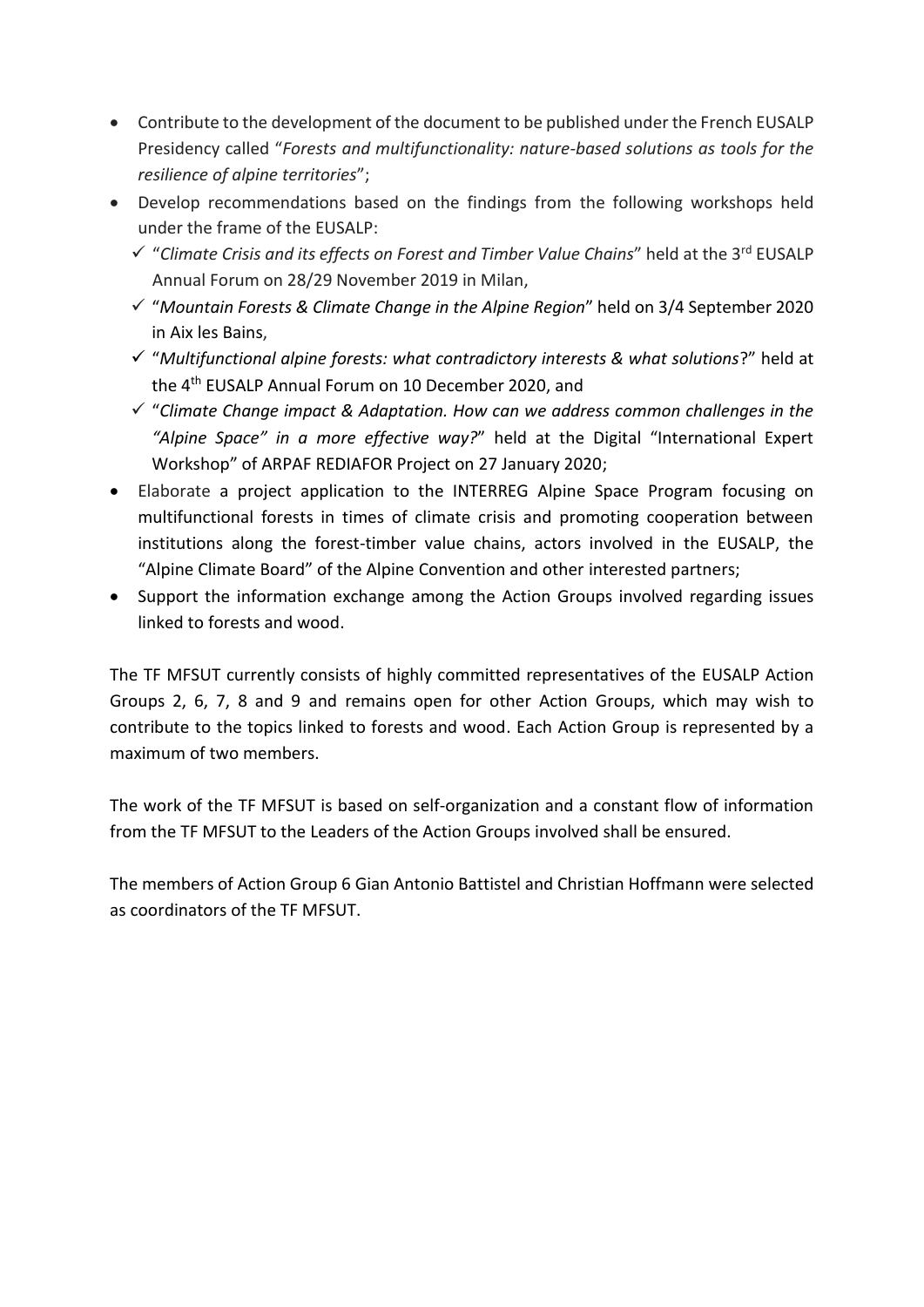- Contribute to the development of the document to be published under the French EUSALP Presidency called "*Forests and multifunctionality: nature-based solutions as tools for the resilience of alpine territories*";
- Develop recommendations based on the findings from the following workshops held under the frame of the EUSALP:
  - ✓ "*Climate Crisis and its effects on Forest and Timber Value Chains*" held at the 3rd EUSALP Annual Forum on 28/29 November 2019 in Milan,
  - ✓ "*Mountain Forests & Climate Change in the Alpine Region*" held on 3/4 September 2020 in Aix les Bains,
  - ✓ "*Multifunctional alpine forests: what contradictory interests & what solutions*?" held at the 4th EUSALP Annual Forum on 10 December 2020, and
  - ✓ "*Climate Change impact & Adaptation. How can we address common challenges in the "Alpine Space" in a more effective way?*" held at the Digital "International Expert Workshop" of ARPAF REDIAFOR Project on 27 January 2020;
- Elaborate a project application to the INTERREG Alpine Space Program focusing on multifunctional forests in times of climate crisis and promoting cooperation between institutions along the forest-timber value chains, actors involved in the EUSALP, the "Alpine Climate Board" of the Alpine Convention and other interested partners;
- Support the information exchange among the Action Groups involved regarding issues linked to forests and wood.

The TF MFSUT currently consists of highly committed representatives of the EUSALP Action Groups 2, 6, 7, 8 and 9 and remains open for other Action Groups, which may wish to contribute to the topics linked to forests and wood. Each Action Group is represented by a maximum of two members.

The work of the TF MFSUT is based on self-organization and a constant flow of information from the TF MFSUT to the Leaders of the Action Groups involved shall be ensured.

The members of Action Group 6 Gian Antonio Battistel and Christian Hoffmann were selected as coordinators of the TF MFSUT.